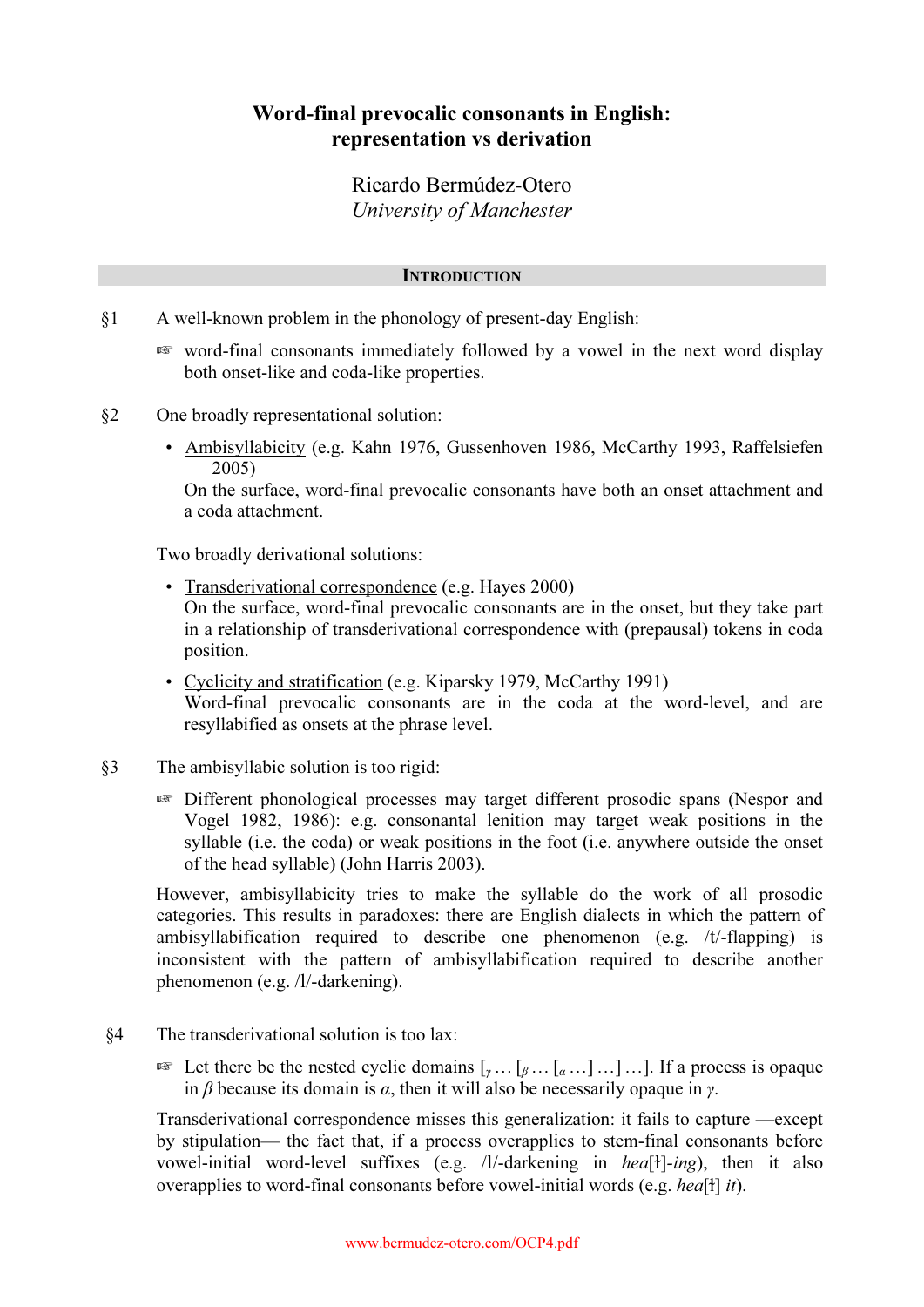# Word-final prevocalic consonants in English: representation vs derivation

Ricardo Bermúdez-Otero
*University of Manchester*

## INTRODUCTION

§1 A well-known problem in the phonology of present-day English:

☞ word-final consonants immediately followed by a vowel in the next word display both onset-like and coda-like properties.

§2 One broadly representational solution:

- Ambisyllabicity (e.g. Kahn 1976, Gussenhoven 1986, McCarthy 1993, Raffelsiefen 2005)
  On the surface, word-final prevocalic consonants have both an onset attachment and a coda attachment.

Two broadly derivational solutions:

- Transderivational correspondence (e.g. Hayes 2000)
  On the surface, word-final prevocalic consonants are in the onset, but they take part in a relationship of transderivational correspondence with (prepausal) tokens in coda position.
- Cyclicity and stratification (e.g. Kiparsky 1979, McCarthy 1991)
  Word-final prevocalic consonants are in the coda at the word-level, and are resyllabified as onsets at the phrase level.

§3 The ambisyllabic solution is too rigid:

☞ Different phonological processes may target different prosodic spans (Nespor and Vogel 1982, 1986): e.g. consonantal lenition may target weak positions in the syllable (i.e. the coda) or weak positions in the foot (i.e. anywhere outside the onset of the head syllable) (John Harris 2003).

However, ambisyllabicity tries to make the syllable do the work of all prosodic categories. This results in paradoxes: there are English dialects in which the pattern of ambisyllabification required to describe one phenomenon (e.g. /t/-flapping) is inconsistent with the pattern of ambisyllabification required to describe another phenomenon (e.g. /l/-darkening).

§4 The transderivational solution is too lax:

☞ Let there be the nested cyclic domains $[_{\gamma} \ldots [_{\beta} \ldots [_{\alpha} \ldots] \ldots] \ldots]$. If a process is opaque in $\beta$ because its domain is $\alpha$, then it will also be necessarily opaque in $\gamma$.

Transderivational correspondence misses this generalization: it fails to capture —except by stipulation— the fact that, if a process overapplies to stem-final consonants before vowel-initial word-level suffixes (e.g. /l/-darkening in *hea*[ɫ]-*ing*), then it also overapplies to word-final consonants before vowel-initial words (e.g. *hea*[ɫ] *it*).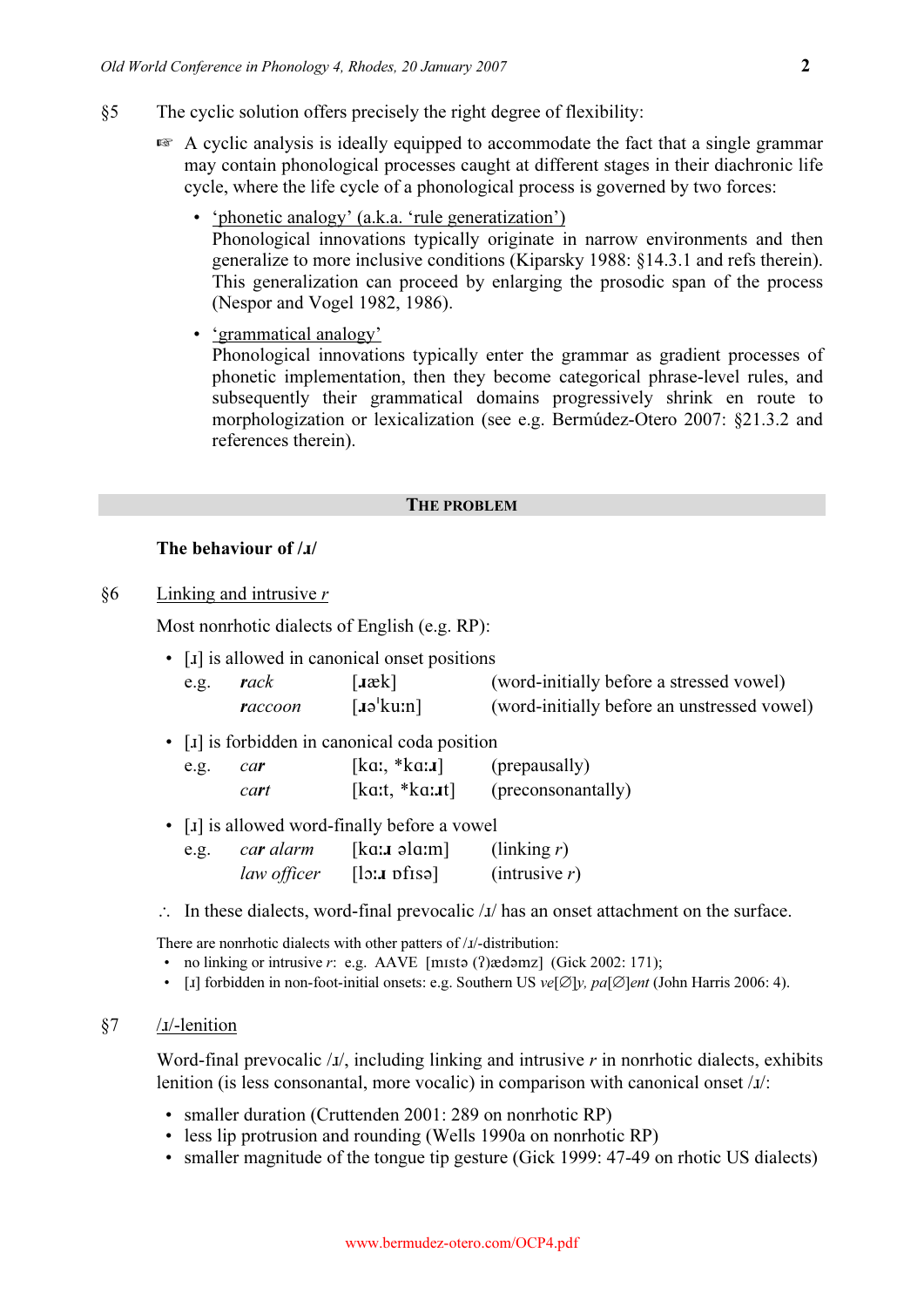§5 The cyclic solution offers precisely the right degree of flexibility:

☞ A cyclic analysis is ideally equipped to accommodate the fact that a single grammar may contain phonological processes caught at different stages in their diachronic life cycle, where the life cycle of a phonological process is governed by two forces:

- <u>'phonetic analogy' (a.k.a. 'rule generatization')</u>
  Phonological innovations typically originate in narrow environments and then generalize to more inclusive conditions (Kiparsky 1988: §14.3.1 and refs therein). This generalization can proceed by enlarging the prosodic span of the process (Nespor and Vogel 1982, 1986).

- <u>'grammatical analogy'</u>
  Phonological innovations typically enter the grammar as gradient processes of phonetic implementation, then they become categorical phrase-level rules, and subsequently their grammatical domains progressively shrink en route to morphologization or lexicalization (see e.g. Bermúdez-Otero 2007: §21.3.2 and references therein).

## THE PROBLEM

### The behaviour of /ɹ/

§6 <u>Linking and intrusive *r*</u>

Most nonrhotic dialects of English (e.g. RP):

- [ɹ] is allowed in canonical onset positions

| e.g. | ***r**ack* | [ɹæk] | (word-initially before a stressed vowel) |
|---|---|---|---|
| | ***r**accoon* | [ɹəˈkuːn] | (word-initially before an unstressed vowel) |

- [ɹ] is forbidden in canonical coda position

| e.g. | *ca**r*** | [kɑː, \*kɑːɹ] | (prepausally) |
|---|---|---|---|
| | *ca**r**t* | [kɑːt, \*kɑːɹt] | (preconsonantally) |

- [ɹ] is allowed word-finally before a vowel

| e.g. | *ca**r** alarm* | [kɑːɹ əlɑːm] | (linking *r*) |
|---|---|---|---|
| | *law officer* | [lɔːɹ ɒfɪsə] | (intrusive *r*) |

∴ In these dialects, word-final prevocalic /ɹ/ has an onset attachment on the surface.

There are nonrhotic dialects with other patterns of /ɹ/-distribution:

- no linking or intrusive *r*: e.g. AAVE [mɪstə (ʔ)ædəmz] (Gick 2002: 171);
- [ɹ] forbidden in non-foot-initial onsets: e.g. Southern US *ve*[∅]*y*, *pa*[∅]*ent* (John Harris 2006: 4).

§7 <u>/ɹ/-lenition</u>

Word-final prevocalic /ɹ/, including linking and intrusive *r* in nonrhotic dialects, exhibits lenition (is less consonantal, more vocalic) in comparison with canonical onset /ɹ/:

- smaller duration (Cruttenden 2001: 289 on nonrhotic RP)
- less lip protrusion and rounding (Wells 1990a on nonrhotic RP)
- smaller magnitude of the tongue tip gesture (Gick 1999: 47-49 on rhotic US dialects)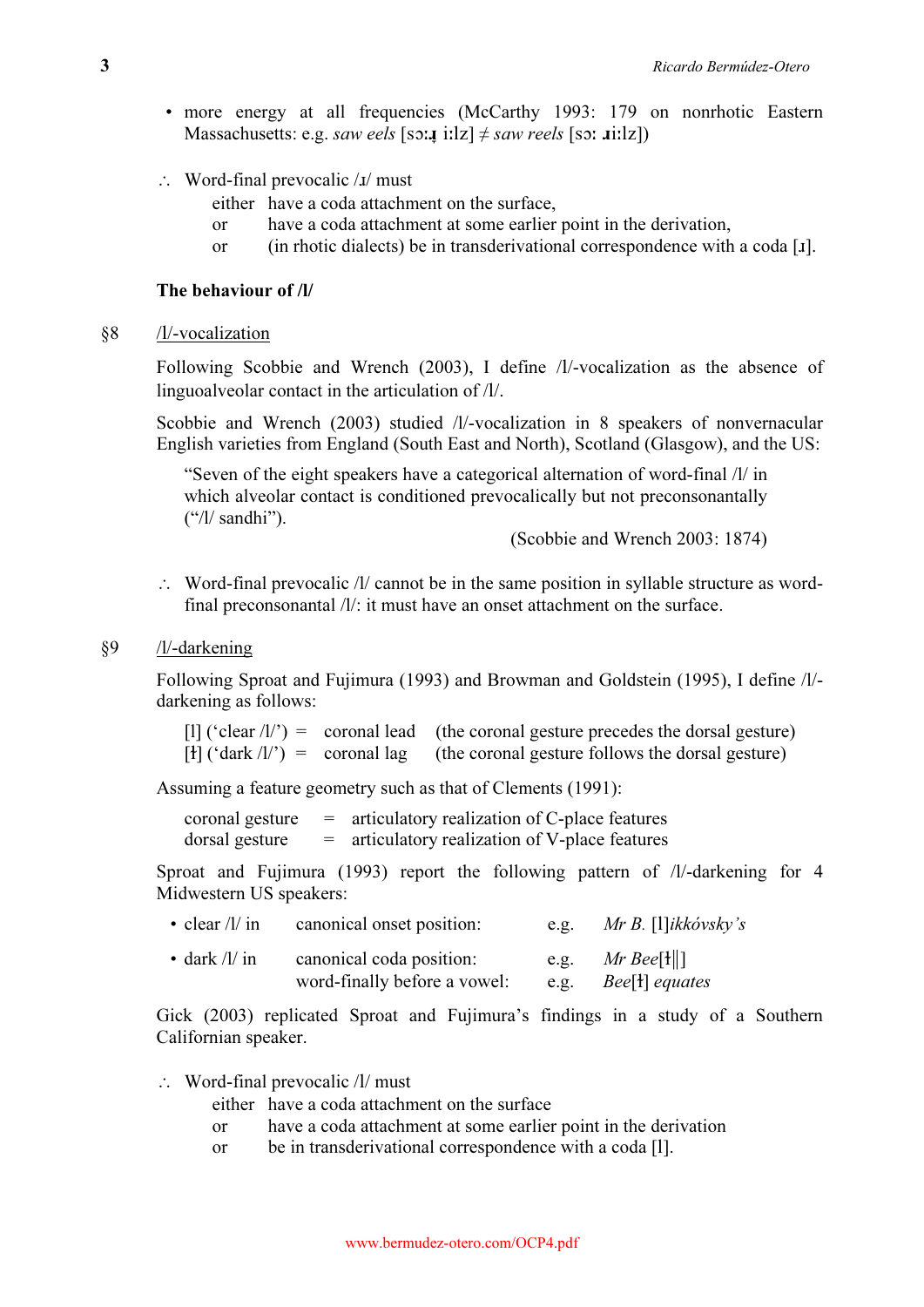- more energy at all frequencies (McCarthy 1993: 179 on nonrhotic Eastern Massachusetts: e.g. *saw eels* [sɔːɹ̩ iːlz] ≠ *saw reels* [sɔː ɹiːlz])

∴ Word-final prevocalic /ɹ/ must
  either have a coda attachment on the surface,
  or have a coda attachment at some earlier point in the derivation,
  or (in rhotic dialects) be in transderivational correspondence with a coda [ɹ].

**The behaviour of /l/**

§8 <u>/l/-vocalization</u>

Following Scobbie and Wrench (2003), I define /l/-vocalization as the absence of linguoalveolar contact in the articulation of /l/.

Scobbie and Wrench (2003) studied /l/-vocalization in 8 speakers of nonvernacular English varieties from England (South East and North), Scotland (Glasgow), and the US:

> "Seven of the eight speakers have a categorical alternation of word-final /l/ in which alveolar contact is conditioned prevocalically but not preconsonantally ("/l/ sandhi").
>
> (Scobbie and Wrench 2003: 1874)

∴ Word-final prevocalic /l/ cannot be in the same position in syllable structure as word-final preconsonantal /l/: it must have an onset attachment on the surface.

§9 <u>/l/-darkening</u>

Following Sproat and Fujimura (1993) and Browman and Goldstein (1995), I define /l/-darkening as follows:

[l] ('clear /l/') = coronal lead (the coronal gesture precedes the dorsal gesture)
[ɫ] ('dark /l/') = coronal lag (the coronal gesture follows the dorsal gesture)

Assuming a feature geometry such as that of Clements (1991):

coronal gesture = articulatory realization of C-place features
dorsal gesture = articulatory realization of V-place features

Sproat and Fujimura (1993) report the following pattern of /l/-darkening for 4 Midwestern US speakers:

- clear /l/ in canonical onset position: e.g. *Mr B.* [l]*ikkóvsky's*
- dark /l/ in canonical coda position: e.g. *Mr Bee*[ɫ‖]
  word-finally before a vowel: e.g. *Bee*[ɫ] *equates*

Gick (2003) replicated Sproat and Fujimura's findings in a study of a Southern Californian speaker.

∴ Word-final prevocalic /l/ must
  either have a coda attachment on the surface
  or have a coda attachment at some earlier point in the derivation
  or be in transderivational correspondence with a coda [ɫ].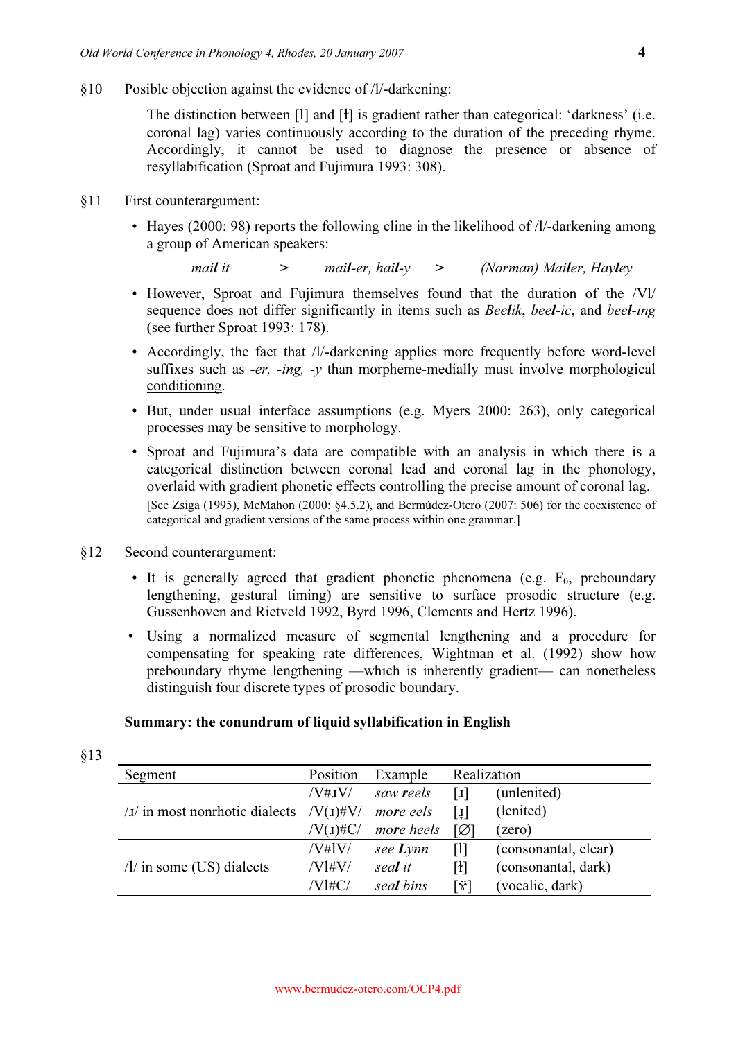§10 Posible objection against the evidence of /l/-darkening:

The distinction between [l] and [ɫ] is gradient rather than categorical: 'darkness' (i.e. coronal lag) varies continuously according to the duration of the preceding rhyme. Accordingly, it cannot be used to diagnose the presence or absence of resyllabification (Sproat and Fujimura 1993: 308).

§11 First counterargument:

- Hayes (2000: 98) reports the following cline in the likelihood of /l/-darkening among a group of American speakers:

  *mail it* > *mail-er, hail-y* > *(Norman) Mailer, Hayley*

- However, Sproat and Fujimura themselves found that the duration of the /Vl/ sequence does not differ significantly in items such as *Beelik*, *beel-ic*, and *beel-ing* (see further Sproat 1993: 178).
- Accordingly, the fact that /l/-darkening applies more frequently before word-level suffixes such as *-er, -ing, -y* than morpheme-medially must involve morphological conditioning.
- But, under usual interface assumptions (e.g. Myers 2000: 263), only categorical processes may be sensitive to morphology.
- Sproat and Fujimura's data are compatible with an analysis in which there is a categorical distinction between coronal lead and coronal lag in the phonology, overlaid with gradient phonetic effects controlling the precise amount of coronal lag.
  [See Zsiga (1995), McMahon (2000: §4.5.2), and Bermúdez-Otero (2007: 506) for the coexistence of categorical and gradient versions of the same process within one grammar.]

§12 Second counterargument:

- It is generally agreed that gradient phonetic phenomena (e.g. $F_0$, preboundary lengthening, gestural timing) are sensitive to surface prosodic structure (e.g. Gussenhoven and Rietveld 1992, Byrd 1996, Clements and Hertz 1996).
- Using a normalized measure of segmental lengthening and a procedure for compensating for speaking rate differences, Wightman et al. (1992) show how preboundary rhyme lengthening —which is inherently gradient— can nonetheless distinguish four discrete types of prosodic boundary.

**Summary: the conundrum of liquid syllabification in English**

§13

| Segment | Position | Example | Realization | |
|---|---|---|---|---|
| /ɹ/ in most nonrhotic dialects | /V#ɹV/ | *saw **r**eels* | [ɹ] | (unlenited) |
| | /V(ɹ)#V/ | *mo**r**e eels* | [ɹ̞] | (lenited) |
| | /V(ɹ)#C/ | *mo**r**e heels* | [∅] | (zero) |
| /l/ in some (US) dialects | /V#lV/ | *see **L**ynn* | [l] | (consonantal, clear) |
| | /Vl#V/ | *sea**l** it* | [ɫ] | (consonantal, dark) |
| | /Vl#C/ | *sea**l** bins* | [ɤ̈] | (vocalic, dark) |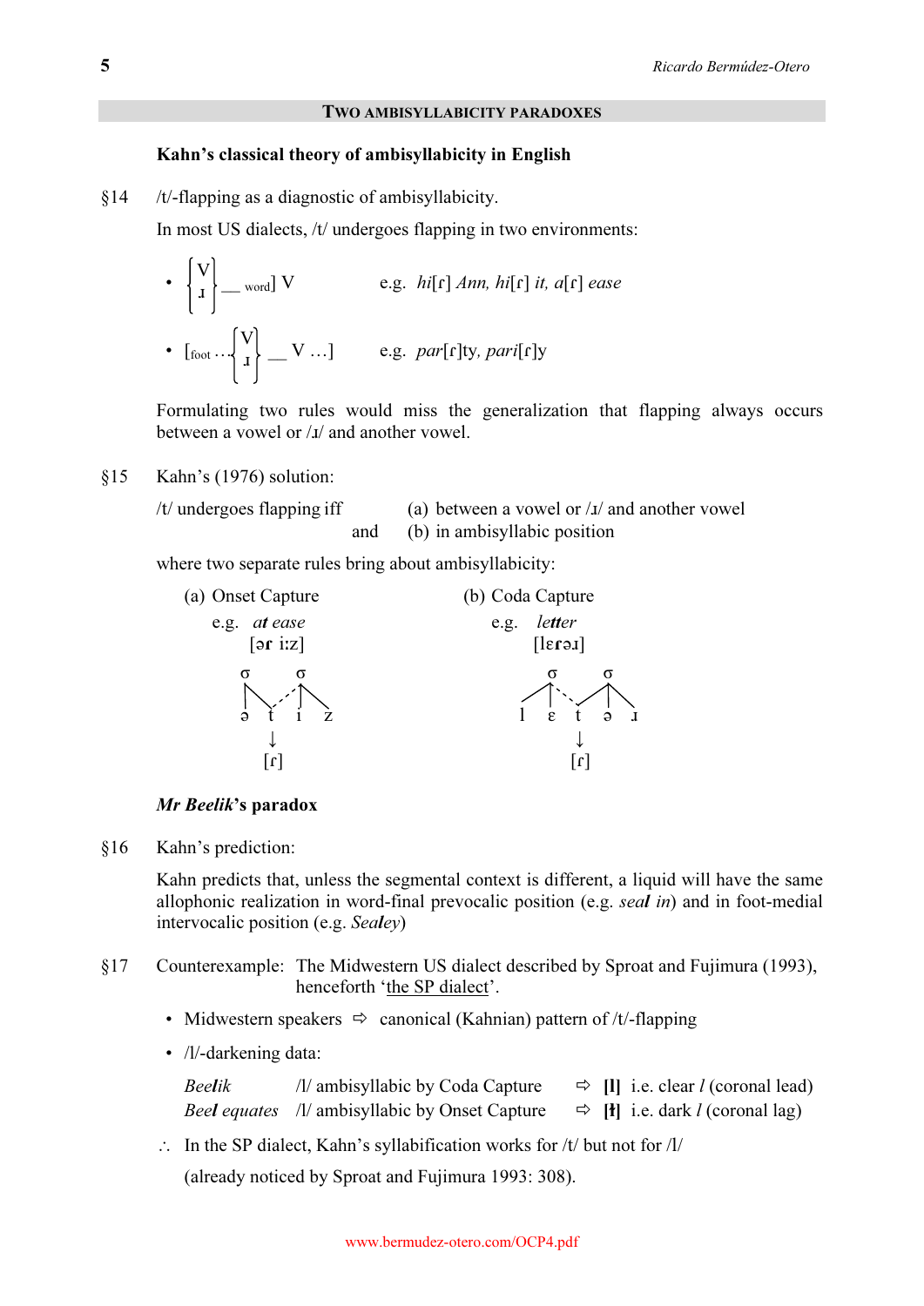## Two ambisyllabicity paradoxes

### Kahn's classical theory of ambisyllabicity in English

§14 /t/-flapping as a diagnostic of ambisyllabicity.

In most US dialects, /t/ undergoes flapping in two environments:

- $\left\{\begin{matrix} \text{V} \\ \text{ɹ} \end{matrix}\right\}$ ___ $_{\text{word}}$] V    e.g. *hi*[ɾ] *Ann, hi*[ɾ] *it, a*[ɾ] *ease*
- [$_{\text{foot}}$ … $\left\{\begin{matrix} \text{V} \\ \text{ɹ} \end{matrix}\right\}$ ___ V …]    e.g. *par*[ɾ]ty, *pari*[ɾ]y

Formulating two rules would miss the generalization that flapping always occurs between a vowel or /ɹ/ and another vowel.

§15 Kahn's (1976) solution:

/t/ undergoes flapping iff (a) between a vowel or /ɹ/ and another vowel
and (b) in ambisyllabic position

where two separate rules bring about ambisyllabicity:

(a) Onset Capture
e.g. *at ease*
[ə**ɾ** iːz]

```
σ       σ
|\    / |\
| \  /  | \
ə  t    i  z
   ↓
  [ɾ]
```

(b) Coda Capture
e.g. *letter*
[lɛ**ɾ**əɹ]

```
    σ       σ
   /|\    / |\
  / | \  /  | \
 l  ɛ  t    ə  ɹ
       ↓
      [ɾ]
```

### *Mr Beelik*'s paradox

§16 Kahn's prediction:

Kahn predicts that, unless the segmental context is different, a liquid will have the same allophonic realization in word-final prevocalic position (e.g. *sea**l** in*) and in foot-medial intervocalic position (e.g. *Sea**l**ey*)

§17 Counterexample: The Midwestern US dialect described by Sproat and Fujimura (1993), henceforth 'the SP dialect'.

- Midwestern speakers ⇨ canonical (Kahnian) pattern of /t/-flapping
- /l/-darkening data:

| | | | |
|---|---|---|---|
| *Bee**l**ik* | /l/ ambisyllabic by Coda Capture | ⇨ **[l]** | i.e. clear *l* (coronal lead) |
| *Bee**l** equates* | /l/ ambisyllabic by Onset Capture | ⇨ **[ɫ]** | i.e. dark *l* (coronal lag) |

∴ In the SP dialect, Kahn's syllabification works for /t/ but not for /l/

(already noticed by Sproat and Fujimura 1993: 308).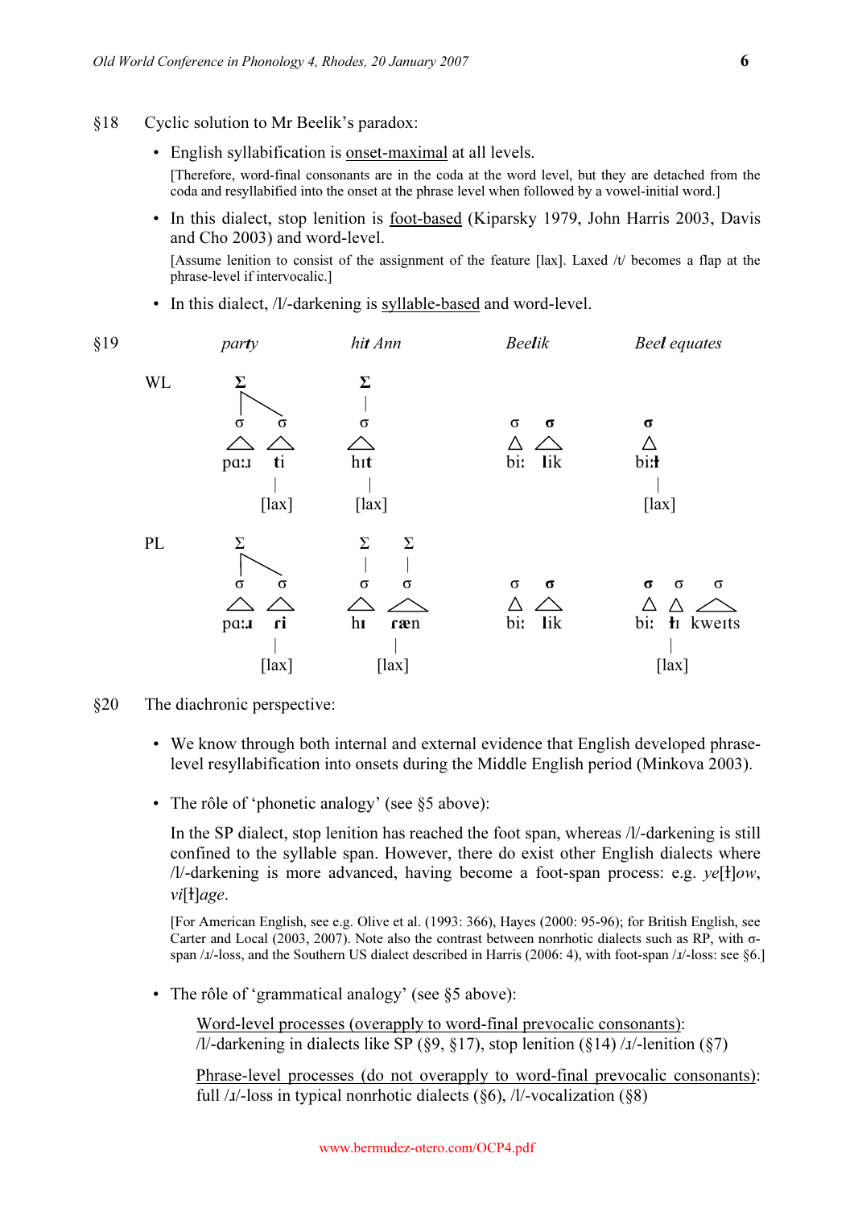§18 Cyclic solution to Mr Beelik's paradox:

- English syllabification is <u>onset-maximal</u> at all levels.

  [Therefore, word-final consonants are in the coda at the word level, but they are detached from the coda and resyllabified into the onset at the phrase level when followed by a vowel-initial word.]

- In this dialect, stop lenition is <u>foot-based</u> (Kiparsky 1979, John Harris 2003, Davis and Cho 2003) and word-level.

  [Assume lenition to consist of the assignment of the feature [lax]. Laxed /t/ becomes a flap at the phrase-level if intervocalic.]

- In this dialect, /l/-darkening is <u>syllable-based</u> and word-level.

§19

|  | *par**t**y* | *hi**t** Ann* | *Bee**l**ik* | *Bee**l** equates* |
|---|---|---|---|---|
| WL | Σ [σ pɑːɹ] [σ **t**i]; [lax] on t | Σ [σ hɪ**t**]; [lax] on t | [σ biː] [**σ** **l**ik] | [**σ** biː**ɫ**]; [lax] on ɫ |
| PL | Σ [σ pɑːɹ] [σ **ɾ**i]; [lax] on ɾ | Σ [σ hɪ] Σ [σ **ɾ**æn]; [lax] on ɾ | [σ biː] [**σ** **l**ik] | [**σ** biː] [σ **ɫ**ɪ] [σ kweɪts]; [lax] on ɫ |

§20 The diachronic perspective:

- We know through both internal and external evidence that English developed phrase-level resyllabification into onsets during the Middle English period (Minkova 2003).

- The rôle of 'phonetic analogy' (see §5 above):

  In the SP dialect, stop lenition has reached the foot span, whereas /l/-darkening is still confined to the syllable span. However, there do exist other English dialects where /l/-darkening is more advanced, having become a foot-span process: e.g. *ye*[ɫ]*ow*, *vi*[ɫ]*age*.

  [For American English, see e.g. Olive et al. (1993: 366), Hayes (2000: 95-96); for British English, see Carter and Local (2003, 2007). Note also the contrast between nonrhotic dialects such as RP, with σ-span /ɹ/-loss, and the Southern US dialect described in Harris (2006: 4), with foot-span /ɹ/-loss: see §6.]

- The rôle of 'grammatical analogy' (see §5 above):

  <u>Word-level processes (overapply to word-final prevocalic consonants)</u>:
  /l/-darkening in dialects like SP (§9, §17), stop lenition (§14) /ɹ/-lenition (§7)

  <u>Phrase-level processes (do not overapply to word-final prevocalic consonants)</u>:
  full /ɹ/-loss in typical nonrhotic dialects (§6), /l/-vocalization (§8)

www.bermudez-otero.com/OCP4.pdf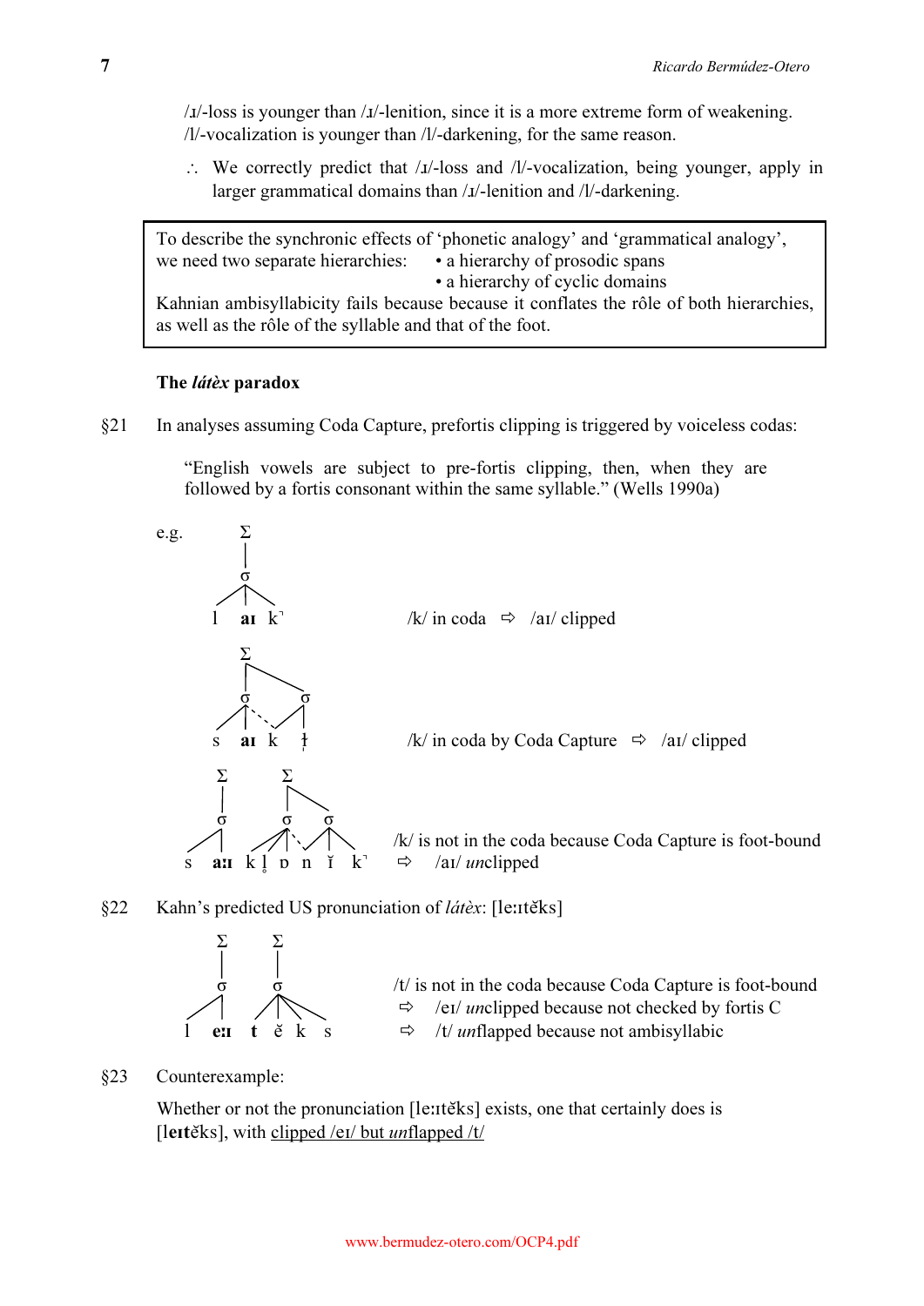/ɹ/-loss is younger than /ɹ/-lenition, since it is a more extreme form of weakening. /l/-vocalization is younger than /l/-darkening, for the same reason.

∴ We correctly predict that /ɹ/-loss and /l/-vocalization, being younger, apply in larger grammatical domains than /ɹ/-lenition and /l/-darkening.

> To describe the synchronic effects of 'phonetic analogy' and 'grammatical analogy', we need two separate hierarchies:
> - a hierarchy of prosodic spans
> - a hierarchy of cyclic domains
>
> Kahnian ambisyllabicity fails because because it conflates the rôle of both hierarchies, as well as the rôle of the syllable and that of the foot.

**The *látèx* paradox**

§21 In analyses assuming Coda Capture, prefortis clipping is triggered by voiceless codas:

"English vowels are subject to pre-fortis clipping, then, when they are followed by a fortis consonant within the same syllable." (Wells 1990a)

e.g.

[Σ [σ l **aɪ** k̚]] — /k/ in coda ⇨ /aɪ/ clipped

[Σ [σ s **aɪ** k] [σ k ɫ̩]] — /k/ in coda by Coda Capture ⇨ /aɪ/ clipped

[Σ [σ s **aːɪ**]] [Σ [σ k l̥ ɒ n] [σ n ɪ̆ k̚]] — /k/ is not in the coda because Coda Capture is foot-bound ⇨ /aɪ/ *un*clipped

§22 Kahn's predicted US pronunciation of *látèx*: [leːɪtĕks]

[Σ [σ l **eːɪ**]] [Σ [σ **t** ĕ k s]] — /t/ is not in the coda because Coda Capture is foot-bound
⇨ /eɪ/ *un*clipped because not checked by fortis C
⇨ /t/ *un*flapped because not ambisyllabic

§23 Counterexample:

Whether or not the pronunciation [leːɪtĕks] exists, one that certainly does is [l**eɪt**ĕks], with <u>clipped /eɪ/ but *un*flapped /t/</u>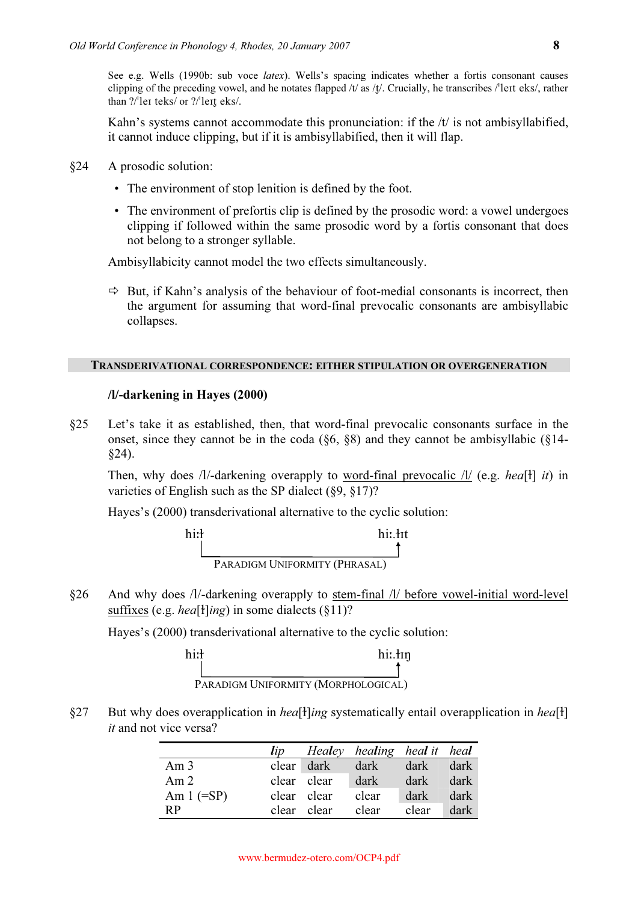See e.g. Wells (1990b: sub voce *latex*). Wells's spacing indicates whether a fortis consonant causes clipping of the preceding vowel, and he notates flapped /t/ as /ţ/. Crucially, he transcribes /ˈleɪt eks/, rather than ?/ˈleɪ teks/ or ?/ˈleɪţ eks/.

Kahn's systems cannot accommodate this pronunciation: if the /t/ is not ambisyllabified, it cannot induce clipping, but if it is ambisyllabified, then it will flap.

§24 A prosodic solution:

- The environment of stop lenition is defined by the foot.
- The environment of prefortis clip is defined by the prosodic word: a vowel undergoes clipping if followed within the same prosodic word by a fortis consonant that does not belong to a stronger syllable.

Ambisyllabicity cannot model the two effects simultaneously.

⇨ But, if Kahn's analysis of the behaviour of foot-medial consonants is incorrect, then the argument for assuming that word-final prevocalic consonants are ambisyllabic collapses.

## TRANSDERIVATIONAL CORRESPONDENCE: EITHER STIPULATION OR OVERGENERATION

### /l/-darkening in Hayes (2000)

§25 Let's take it as established, then, that word-final prevocalic consonants surface in the onset, since they cannot be in the coda (§6, §8) and they cannot be ambisyllabic (§14-§24).

Then, why does /l/-darkening overapply to word-final prevocalic /l/ (e.g. *hea*[ɫ] *it*) in varieties of English such as the SP dialect (§9, §17)?

Hayes's (2000) transderivational alternative to the cyclic solution:

hiːɫ → hiː.ɫɪt
PARADIGM UNIFORMITY (PHRASAL)

§26 And why does /l/-darkening overapply to stem-final /l/ before vowel-initial word-level suffixes (e.g. *hea*[ɫ]*ing*) in some dialects (§11)?

Hayes's (2000) transderivational alternative to the cyclic solution:

hiːɫ → hiː.ɫɪŋ
PARADIGM UNIFORMITY (MORPHOLOGICAL)

§27 But why does overapplication in *hea*[ɫ]*ing* systematically entail overapplication in *hea*[ɫ] *it* and not vice versa?

| | *lip* | *Healey* | *healing* | *heal it* | *heal* |
|---|---|---|---|---|---|
| Am 3 | clear | dark | dark | dark | dark |
| Am 2 | clear | clear | dark | dark | dark |
| Am 1 (=SP) | clear | clear | clear | dark | dark |
| RP | clear | clear | clear | clear | dark |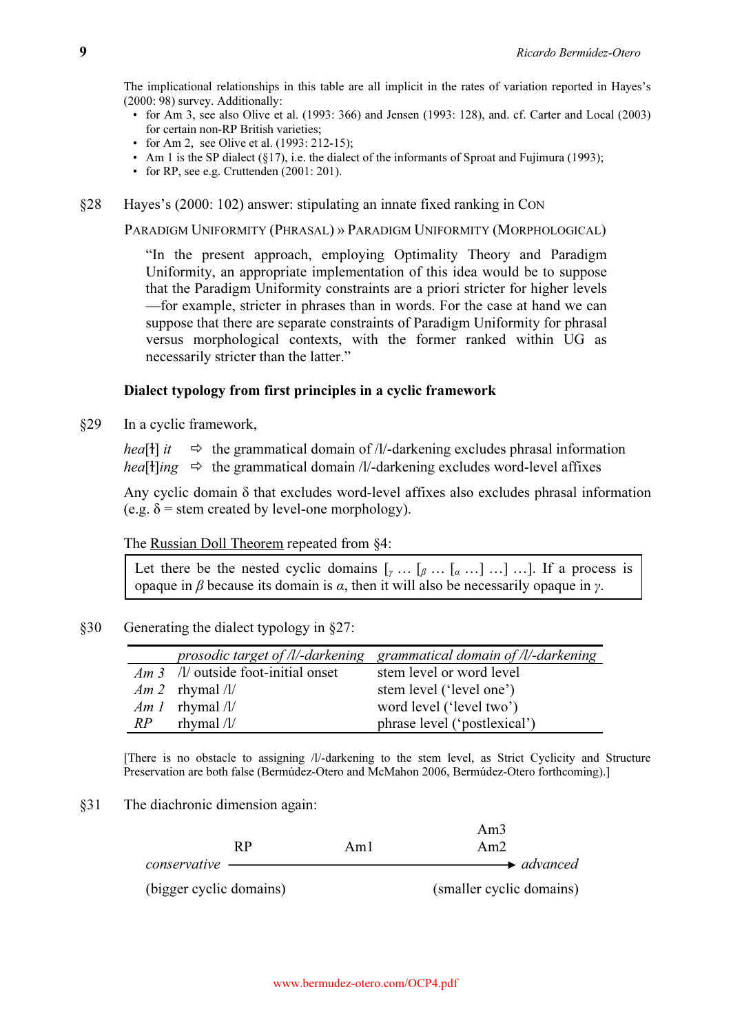The implicational relationships in this table are all implicit in the rates of variation reported in Hayes's (2000: 98) survey. Additionally:

- for Am 3, see also Olive et al. (1993: 366) and Jensen (1993: 128), and. cf. Carter and Local (2003) for certain non-RP British varieties;
- for Am 2, see Olive et al. (1993: 212-15);
- Am 1 is the SP dialect (§17), i.e. the dialect of the informants of Sproat and Fujimura (1993);
- for RP, see e.g. Cruttenden (2001: 201).

§28 Hayes's (2000: 102) answer: stipulating an innate fixed ranking in CON

PARADIGM UNIFORMITY (PHRASAL) » PARADIGM UNIFORMITY (MORPHOLOGICAL)

> "In the present approach, employing Optimality Theory and Paradigm Uniformity, an appropriate implementation of this idea would be to suppose that the Paradigm Uniformity constraints are a priori stricter for higher levels —for example, stricter in phrases than in words. For the case at hand we can suppose that there are separate constraints of Paradigm Uniformity for phrasal versus morphological contexts, with the former ranked within UG as necessarily stricter than the latter."

**Dialect typology from first principles in a cyclic framework**

§29 In a cyclic framework,

*hea*[ɫ] *it* ⇨ the grammatical domain of /l/-darkening excludes phrasal information
*hea*[ɫ]*ing* ⇨ the grammatical domain /l/-darkening excludes word-level affixes

Any cyclic domain δ that excludes word-level affixes also excludes phrasal information (e.g. δ = stem created by level-one morphology).

The Russian Doll Theorem repeated from §4:

> Let there be the nested cyclic domains [$_{\gamma}$ … [$_{\beta}$ … [$_{\alpha}$ …] …] …]. If a process is opaque in *β* because its domain is *α*, then it will also be necessarily opaque in *γ*.

§30 Generating the dialect typology in §27:

| | *prosodic target of /l/-darkening* | *grammatical domain of /l/-darkening* |
|---|---|---|
| *Am 3* | /l/ outside foot-initial onset | stem level or word level |
| *Am 2* | rhymal /l/ | stem level ('level one') |
| *Am 1* | rhymal /l/ | word level ('level two') |
| *RP* | rhymal /l/ | phrase level ('postlexical') |

[There is no obstacle to assigning /l/-darkening to the stem level, as Strict Cyclicity and Structure Preservation are both false (Bermúdez-Otero and McMahon 2006, Bermúdez-Otero forthcoming).]

§31 The diachronic dimension again:

RP — Am1 — Am2, Am3

*conservative* ⟶ *advanced*

(bigger cyclic domains) — (smaller cyclic domains)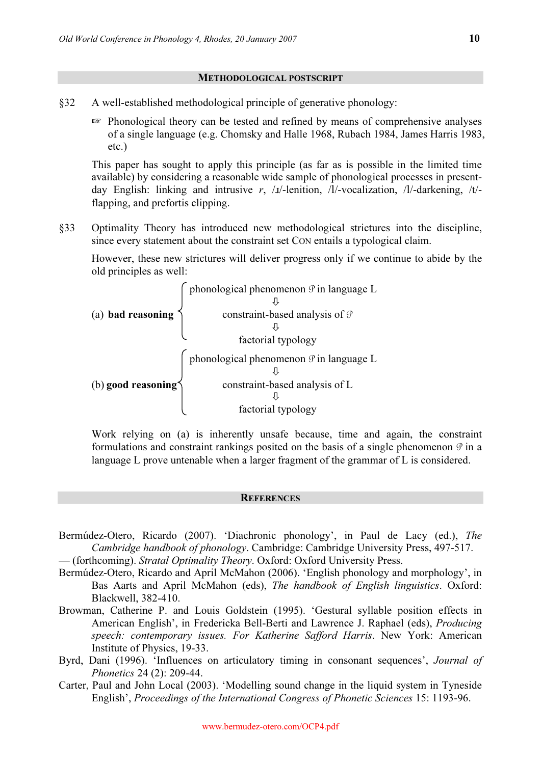## METHODOLOGICAL POSTSCRIPT

§32 A well-established methodological principle of generative phonology:

☞ Phonological theory can be tested and refined by means of comprehensive analyses of a single language (e.g. Chomsky and Halle 1968, Rubach 1984, James Harris 1983, etc.)

This paper has sought to apply this principle (as far as is possible in the limited time available) by considering a reasonable wide sample of phonological processes in present-day English: linking and intrusive *r*, /ɹ/-lenition, /l/-vocalization, /l/-darkening, /t/-flapping, and prefortis clipping.

§33 Optimality Theory has introduced new methodological strictures into the discipline, since every statement about the constraint set CON entails a typological claim.

However, these new strictures will deliver progress only if we continue to abide by the old principles as well:

(a) **bad reasoning**

- phonological phenomenon $\mathcal{P}$ in language L
- ⇩
- constraint-based analysis of $\mathcal{P}$
- ⇩
- factorial typology

(b) **good reasoning**

- phonological phenomenon $\mathcal{P}$ in language L
- ⇩
- constraint-based analysis of L
- ⇩
- factorial typology

Work relying on (a) is inherently unsafe because, time and again, the constraint formulations and constraint rankings posited on the basis of a single phenomenon $\mathcal{P}$ in a language L prove untenable when a larger fragment of the grammar of L is considered.

## REFERENCES

Bermúdez-Otero, Ricardo (2007). 'Diachronic phonology', in Paul de Lacy (ed.), *The Cambridge handbook of phonology*. Cambridge: Cambridge University Press, 497-517.

— (forthcoming). *Stratal Optimality Theory*. Oxford: Oxford University Press.

Bermúdez-Otero, Ricardo and April McMahon (2006). 'English phonology and morphology', in Bas Aarts and April McMahon (eds), *The handbook of English linguistics*. Oxford: Blackwell, 382-410.

Browman, Catherine P. and Louis Goldstein (1995). 'Gestural syllable position effects in American English', in Fredericka Bell-Berti and Lawrence J. Raphael (eds), *Producing speech: contemporary issues. For Katherine Safford Harris*. New York: American Institute of Physics, 19-33.

Byrd, Dani (1996). 'Influences on articulatory timing in consonant sequences', *Journal of Phonetics* 24 (2): 209-44.

Carter, Paul and John Local (2003). 'Modelling sound change in the liquid system in Tyneside English', *Proceedings of the International Congress of Phonetic Sciences* 15: 1193-96.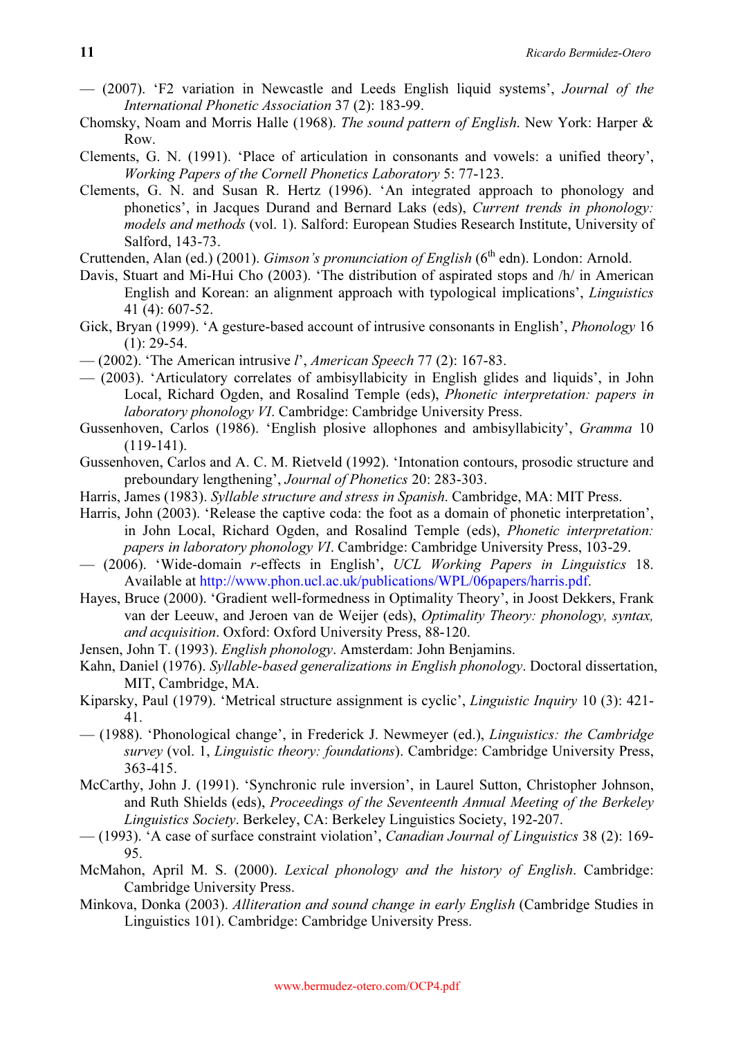— (2007). 'F2 variation in Newcastle and Leeds English liquid systems', *Journal of the International Phonetic Association* 37 (2): 183-99.

Chomsky, Noam and Morris Halle (1968). *The sound pattern of English*. New York: Harper & Row.

Clements, G. N. (1991). 'Place of articulation in consonants and vowels: a unified theory', *Working Papers of the Cornell Phonetics Laboratory* 5: 77-123.

Clements, G. N. and Susan R. Hertz (1996). 'An integrated approach to phonology and phonetics', in Jacques Durand and Bernard Laks (eds), *Current trends in phonology: models and methods* (vol. 1). Salford: European Studies Research Institute, University of Salford, 143-73.

Cruttenden, Alan (ed.) (2001). *Gimson's pronunciation of English* (6th edn). London: Arnold.

Davis, Stuart and Mi-Hui Cho (2003). 'The distribution of aspirated stops and /h/ in American English and Korean: an alignment approach with typological implications', *Linguistics* 41 (4): 607-52.

Gick, Bryan (1999). 'A gesture-based account of intrusive consonants in English', *Phonology* 16 (1): 29-54.

— (2002). 'The American intrusive *l*', *American Speech* 77 (2): 167-83.

— (2003). 'Articulatory correlates of ambisyllabicity in English glides and liquids', in John Local, Richard Ogden, and Rosalind Temple (eds), *Phonetic interpretation: papers in laboratory phonology VI*. Cambridge: Cambridge University Press.

Gussenhoven, Carlos (1986). 'English plosive allophones and ambisyllabicity', *Gramma* 10 (119-141).

Gussenhoven, Carlos and A. C. M. Rietveld (1992). 'Intonation contours, prosodic structure and preboundary lengthening', *Journal of Phonetics* 20: 283-303.

Harris, James (1983). *Syllable structure and stress in Spanish*. Cambridge, MA: MIT Press.

Harris, John (2003). 'Release the captive coda: the foot as a domain of phonetic interpretation', in John Local, Richard Ogden, and Rosalind Temple (eds), *Phonetic interpretation: papers in laboratory phonology VI*. Cambridge: Cambridge University Press, 103-29.

— (2006). 'Wide-domain *r*-effects in English', *UCL Working Papers in Linguistics* 18. Available at http://www.phon.ucl.ac.uk/publications/WPL/06papers/harris.pdf.

Hayes, Bruce (2000). 'Gradient well-formedness in Optimality Theory', in Joost Dekkers, Frank van der Leeuw, and Jeroen van de Weijer (eds), *Optimality Theory: phonology, syntax, and acquisition*. Oxford: Oxford University Press, 88-120.

Jensen, John T. (1993). *English phonology*. Amsterdam: John Benjamins.

Kahn, Daniel (1976). *Syllable-based generalizations in English phonology*. Doctoral dissertation, MIT, Cambridge, MA.

Kiparsky, Paul (1979). 'Metrical structure assignment is cyclic', *Linguistic Inquiry* 10 (3): 421-41.

— (1988). 'Phonological change', in Frederick J. Newmeyer (ed.), *Linguistics: the Cambridge survey* (vol. 1, *Linguistic theory: foundations*). Cambridge: Cambridge University Press, 363-415.

McCarthy, John J. (1991). 'Synchronic rule inversion', in Laurel Sutton, Christopher Johnson, and Ruth Shields (eds), *Proceedings of the Seventeenth Annual Meeting of the Berkeley Linguistics Society*. Berkeley, CA: Berkeley Linguistics Society, 192-207.

— (1993). 'A case of surface constraint violation', *Canadian Journal of Linguistics* 38 (2): 169-95.

McMahon, April M. S. (2000). *Lexical phonology and the history of English*. Cambridge: Cambridge University Press.

Minkova, Donka (2003). *Alliteration and sound change in early English* (Cambridge Studies in Linguistics 101). Cambridge: Cambridge University Press.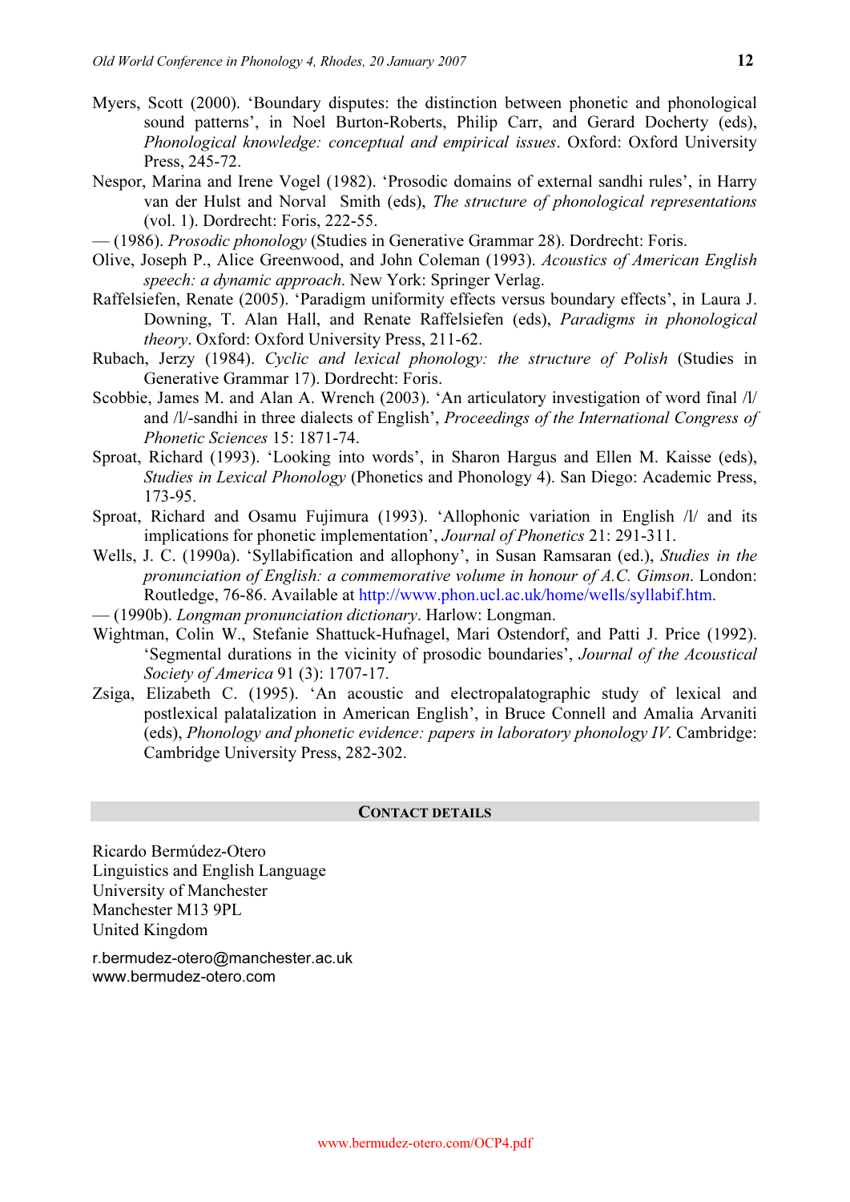Myers, Scott (2000). 'Boundary disputes: the distinction between phonetic and phonological sound patterns', in Noel Burton-Roberts, Philip Carr, and Gerard Docherty (eds), *Phonological knowledge: conceptual and empirical issues*. Oxford: Oxford University Press, 245-72.

Nespor, Marina and Irene Vogel (1982). 'Prosodic domains of external sandhi rules', in Harry van der Hulst and Norval Smith (eds), *The structure of phonological representations* (vol. 1). Dordrecht: Foris, 222-55.

— (1986). *Prosodic phonology* (Studies in Generative Grammar 28). Dordrecht: Foris.

Olive, Joseph P., Alice Greenwood, and John Coleman (1993). *Acoustics of American English speech: a dynamic approach*. New York: Springer Verlag.

Raffelsiefen, Renate (2005). 'Paradigm uniformity effects versus boundary effects', in Laura J. Downing, T. Alan Hall, and Renate Raffelsiefen (eds), *Paradigms in phonological theory*. Oxford: Oxford University Press, 211-62.

Rubach, Jerzy (1984). *Cyclic and lexical phonology: the structure of Polish* (Studies in Generative Grammar 17). Dordrecht: Foris.

Scobbie, James M. and Alan A. Wrench (2003). 'An articulatory investigation of word final /l/ and /l/-sandhi in three dialects of English', *Proceedings of the International Congress of Phonetic Sciences* 15: 1871-74.

Sproat, Richard (1993). 'Looking into words', in Sharon Hargus and Ellen M. Kaisse (eds), *Studies in Lexical Phonology* (Phonetics and Phonology 4). San Diego: Academic Press, 173-95.

Sproat, Richard and Osamu Fujimura (1993). 'Allophonic variation in English /l/ and its implications for phonetic implementation', *Journal of Phonetics* 21: 291-311.

Wells, J. C. (1990a). 'Syllabification and allophony', in Susan Ramsaran (ed.), *Studies in the pronunciation of English: a commemorative volume in honour of A.C. Gimson*. London: Routledge, 76-86. Available at http://www.phon.ucl.ac.uk/home/wells/syllabif.htm.

— (1990b). *Longman pronunciation dictionary*. Harlow: Longman.

Wightman, Colin W., Stefanie Shattuck-Hufnagel, Mari Ostendorf, and Patti J. Price (1992). 'Segmental durations in the vicinity of prosodic boundaries', *Journal of the Acoustical Society of America* 91 (3): 1707-17.

Zsiga, Elizabeth C. (1995). 'An acoustic and electropalatographic study of lexical and postlexical palatalization in American English', in Bruce Connell and Amalia Arvaniti (eds), *Phonology and phonetic evidence: papers in laboratory phonology IV*. Cambridge: Cambridge University Press, 282-302.

## Contact details

Ricardo Bermúdez-Otero
Linguistics and English Language
University of Manchester
Manchester M13 9PL
United Kingdom

r.bermudez-otero@manchester.ac.uk
www.bermudez-otero.com